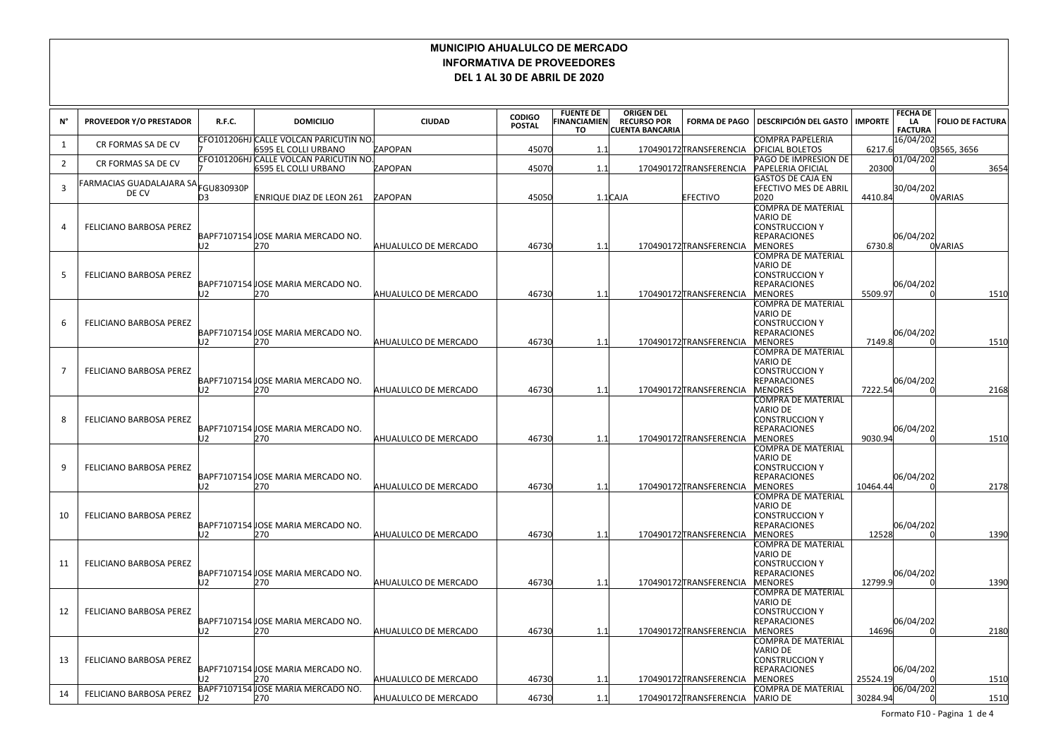# MUNICIPIO AHUALULCO DE MERCADO
## INFORMATIVA DE PROVEEDORES
### DEL 1 AL 30 DE ABRIL DE 2020

| N° | PROVEEDOR Y/O PRESTADOR | R.F.C. | DOMICILIO | CIUDAD | CODIGO POSTAL | FUENTE DE FINANCIAMIENTO | ORIGEN DEL RECURSO POR CUENTA BANCARIA | FORMA DE PAGO | DESCRIPCIÓN DEL GASTO | IMPORTE | FECHA DE LA FACTURA | FOLIO DE FACTURA |
|---|---|---|---|---|---|---|---|---|---|---|---|---|
| 1 | CR FORMAS SA DE CV | CFO101206HJ7 | CALLE VOLCAN PARICUTIN NO. 6595 EL COLLI URBANO | ZAPOPAN | 45070 | 1.1 | 170490172 | TRANSFERENCIA | COMPRA PAPELERIA OFICIAL BOLETOS | 6217.6 | 16/04/2020 | 3565, 3656 |
| 2 | CR FORMAS SA DE CV | CFO101206HJ7 | CALLE VOLCAN PARICUTIN NO. 6595 EL COLLI URBANO | ZAPOPAN | 45070 | 1.1 | 170490172 | TRANSFERENCIA | PAGO DE IMPRESION DE PAPELERIA OFICIAL | 20300 | 01/04/2020 | 3654 |
| 3 | FARMACIAS GUADALAJARA SA DE CV | FGU830930PD3 | ENRIQUE DIAZ DE LEON 261 | ZAPOPAN | 45050 | 1.1 | CAJA | EFECTIVO | GASTOS DE CAJA EN EFECTIVO MES DE ABRIL 2020 | 4410.84 | 30/04/2020 | VARIAS |
| 4 | FELICIANO BARBOSA PEREZ | BAPF7107154U2 | JOSE MARIA MERCADO NO. 270 | AHUALULCO DE MERCADO | 46730 | 1.1 | 170490172 | TRANSFERENCIA | COMPRA DE MATERIAL VARIO DE CONSTRUCCION Y REPARACIONES MENORES | 6730.8 | 06/04/2020 | VARIAS |
| 5 | FELICIANO BARBOSA PEREZ | BAPF7107154U2 | JOSE MARIA MERCADO NO. 270 | AHUALULCO DE MERCADO | 46730 | 1.1 | 170490172 | TRANSFERENCIA | COMPRA DE MATERIAL VARIO DE CONSTRUCCION Y REPARACIONES MENORES | 5509.97 | 06/04/2020 | 1510 |
| 6 | FELICIANO BARBOSA PEREZ | BAPF7107154U2 | JOSE MARIA MERCADO NO. 270 | AHUALULCO DE MERCADO | 46730 | 1.1 | 170490172 | TRANSFERENCIA | COMPRA DE MATERIAL VARIO DE CONSTRUCCION Y REPARACIONES MENORES | 7149.8 | 06/04/2020 | 1510 |
| 7 | FELICIANO BARBOSA PEREZ | BAPF7107154U2 | JOSE MARIA MERCADO NO. 270 | AHUALULCO DE MERCADO | 46730 | 1.1 | 170490172 | TRANSFERENCIA | COMPRA DE MATERIAL VARIO DE CONSTRUCCION Y REPARACIONES MENORES | 7222.54 | 06/04/2020 | 2168 |
| 8 | FELICIANO BARBOSA PEREZ | BAPF7107154U2 | JOSE MARIA MERCADO NO. 270 | AHUALULCO DE MERCADO | 46730 | 1.1 | 170490172 | TRANSFERENCIA | COMPRA DE MATERIAL VARIO DE CONSTRUCCION Y REPARACIONES MENORES | 9030.94 | 06/04/2020 | 1510 |
| 9 | FELICIANO BARBOSA PEREZ | BAPF7107154U2 | JOSE MARIA MERCADO NO. 270 | AHUALULCO DE MERCADO | 46730 | 1.1 | 170490172 | TRANSFERENCIA | COMPRA DE MATERIAL VARIO DE CONSTRUCCION Y REPARACIONES MENORES | 10464.44 | 06/04/2020 | 2178 |
| 10 | FELICIANO BARBOSA PEREZ | BAPF7107154U2 | JOSE MARIA MERCADO NO. 270 | AHUALULCO DE MERCADO | 46730 | 1.1 | 170490172 | TRANSFERENCIA | COMPRA DE MATERIAL VARIO DE CONSTRUCCION Y REPARACIONES MENORES | 12528 | 06/04/2020 | 1390 |
| 11 | FELICIANO BARBOSA PEREZ | BAPF7107154U2 | JOSE MARIA MERCADO NO. 270 | AHUALULCO DE MERCADO | 46730 | 1.1 | 170490172 | TRANSFERENCIA | COMPRA DE MATERIAL VARIO DE CONSTRUCCION Y REPARACIONES MENORES | 12799.9 | 06/04/2020 | 1390 |
| 12 | FELICIANO BARBOSA PEREZ | BAPF7107154U2 | JOSE MARIA MERCADO NO. 270 | AHUALULCO DE MERCADO | 46730 | 1.1 | 170490172 | TRANSFERENCIA | COMPRA DE MATERIAL VARIO DE CONSTRUCCION Y REPARACIONES MENORES | 14696 | 06/04/2020 | 2180 |
| 13 | FELICIANO BARBOSA PEREZ | BAPF7107154U2 | JOSE MARIA MERCADO NO. 270 | AHUALULCO DE MERCADO | 46730 | 1.1 | 170490172 | TRANSFERENCIA | COMPRA DE MATERIAL VARIO DE CONSTRUCCION Y REPARACIONES MENORES | 25524.19 | 06/04/2020 | 1510 |
| 14 | FELICIANO BARBOSA PEREZ | BAPF7107154U2 | JOSE MARIA MERCADO NO. 270 | AHUALULCO DE MERCADO | 46730 | 1.1 | 170490172 | TRANSFERENCIA | COMPRA DE MATERIAL VARIO DE | 30284.94 | 06/04/2020 | 1510 |

Formato F10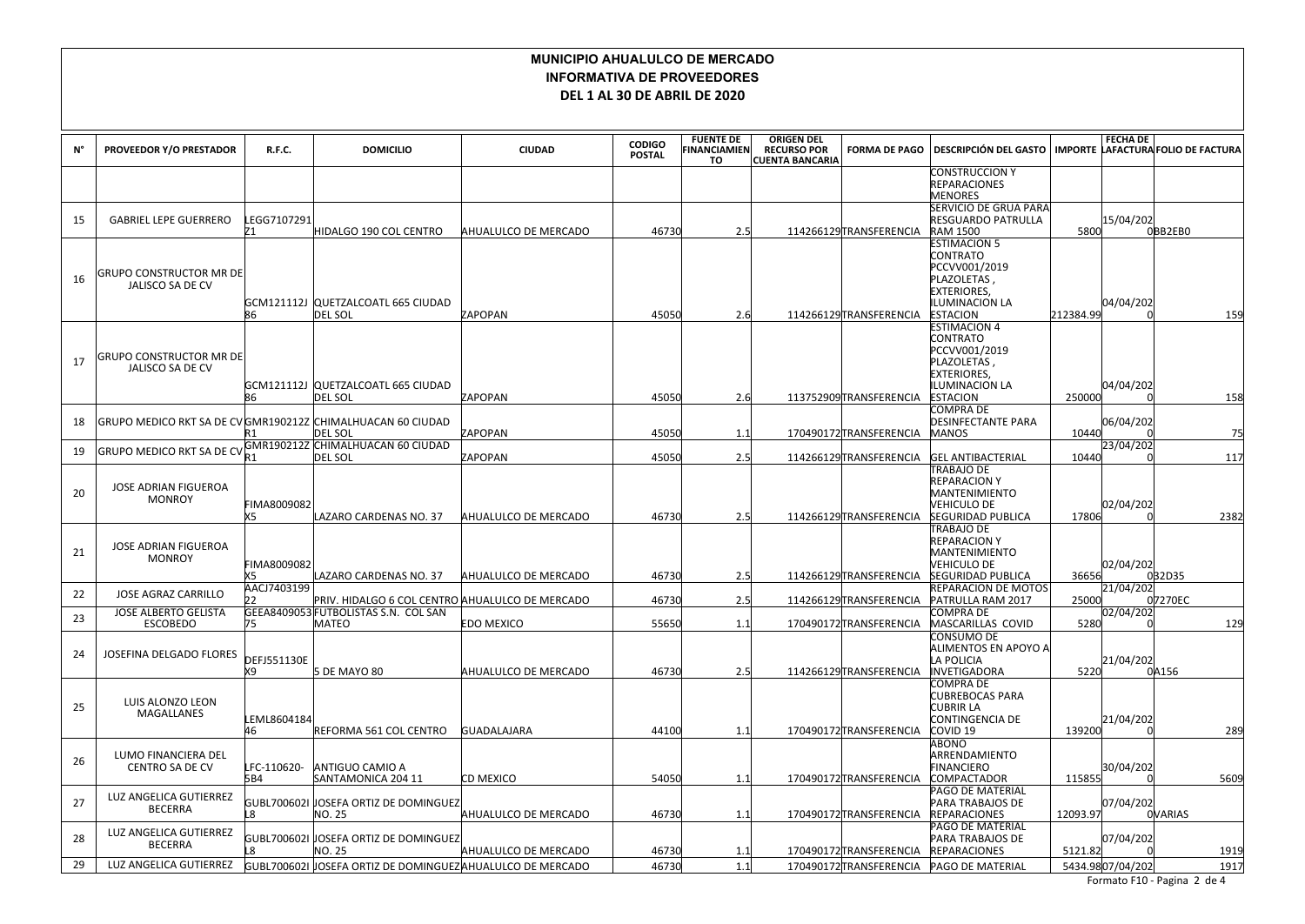# MUNICIPIO AHUALULCO DE MERCADO
## INFORMATIVA DE PROVEEDORES
### DEL 1 AL 30 DE ABRIL DE 2020

| N° | PROVEEDOR Y/O PRESTADOR | R.F.C. | DOMICILIO | CIUDAD | CODIGO POSTAL | FUENTE DE FINANCIAMIENTO | ORIGEN DEL RECURSO POR CUENTA BANCARIA | FORMA DE PAGO | DESCRIPCIÓN DEL GASTO | IMPORTE | FECHA DE LAFACTURA | FOLIO DE FACTURA |
|---|---|---|---|---|---|---|---|---|---|---|---|---|
| | | | | | | | | | CONSTRUCCION Y REPARACIONES MENORES | | | |
| 15 | GABRIEL LEPE GUERRERO | LEGG7107291Z1 | HIDALGO 190 COL CENTRO | AHUALULCO DE MERCADO | 46730 | 2.5 | 114266129 | TRANSFERENCIA | SERVICIO DE GRUA PARA RESGUARDO PATRULLA RAM 1500 | 5800 | 15/04/2020 | BB2EB0 |
| 16 | GRUPO CONSTRUCTOR MR DE JALISCO SA DE CV | GCM121112J86 | QUETZALCOATL 665 CIUDAD DEL SOL | ZAPOPAN | 45050 | 2.6 | 114266129 | TRANSFERENCIA | ESTIMACION 5 CONTRATO PCCVV001/2019 PLAZOLETAS , EXTERIORES, ILUMINACION LA ESTACION | 212384.99 | 04/04/2020 | 159 |
| 17 | GRUPO CONSTRUCTOR MR DE JALISCO SA DE CV | GCM121112J86 | QUETZALCOATL 665 CIUDAD DEL SOL | ZAPOPAN | 45050 | 2.6 | 113752909 | TRANSFERENCIA | ESTIMACION 4 CONTRATO PCCVV001/2019 PLAZOLETAS , EXTERIORES, ILUMINACION LA ESTACION | 250000 | 04/04/2020 | 158 |
| 18 | GRUPO MEDICO RKT SA DE CV | GMR190212ZR1 | CHIMALHUACAN 60 CIUDAD DEL SOL | ZAPOPAN | 45050 | 1.1 | 170490172 | TRANSFERENCIA | COMPRA DE DESINFECTANTE PARA MANOS | 10440 | 06/04/2020 | 75 |
| 19 | GRUPO MEDICO RKT SA DE CV | GMR190212ZR1 | CHIMALHUACAN 60 CIUDAD DEL SOL | ZAPOPAN | 45050 | 2.5 | 114266129 | TRANSFERENCIA | GEL ANTIBACTERIAL | 10440 | 23/04/2020 | 117 |
| 20 | JOSE ADRIAN FIGUEROA MONROY | FIMA8009082X5 | LAZARO CARDENAS NO. 37 | AHUALULCO DE MERCADO | 46730 | 2.5 | 114266129 | TRANSFERENCIA | TRABAJO DE REPARACION Y MANTENIMIENTO VEHICULO DE SEGURIDAD PUBLICA | 17806 | 02/04/2020 | 2382 |
| 21 | JOSE ADRIAN FIGUEROA MONROY | FIMA8009082X5 | LAZARO CARDENAS NO. 37 | AHUALULCO DE MERCADO | 46730 | 2.5 | 114266129 | TRANSFERENCIA | TRABAJO DE REPARACION Y MANTENIMIENTO VEHICULO DE SEGURIDAD PUBLICA | 36656 | 02/04/2020 | B2D35 |
| 22 | JOSE AGRAZ CARRILLO | AACJ740319922 | PRIV. HIDALGO 6 COL CENTRO | AHUALULCO DE MERCADO | 46730 | 2.5 | 114266129 | TRANSFERENCIA | REPARACION DE MOTOS PATRULLA RAM 2017 | 25000 | 21/04/2020 | 7270EC |
| 23 | JOSE ALBERTO GELISTA ESCOBEDO | GEEA840905375 | FUTBOLISTAS S.N. COL SAN MATEO | EDO MEXICO | 55650 | 1.1 | 170490172 | TRANSFERENCIA | COMPRA DE MASCARILLAS COVID | 5280 | 02/04/2020 | 129 |
| 24 | JOSEFINA DELGADO FLORES | DEFJ551130EX9 | 5 DE MAYO 80 | AHUALULCO DE MERCADO | 46730 | 2.5 | 114266129 | TRANSFERENCIA | CONSUMO DE ALIMENTOS EN APOYO A LA POLICIA INVETIGADORA | 5220 | 21/04/2020 | A156 |
| 25 | LUIS ALONZO LEON MAGALLANES | LEML860418446 | REFORMA 561 COL CENTRO | GUADALAJARA | 44100 | 1.1 | 170490172 | TRANSFERENCIA | COMPRA DE CUBREBOCAS PARA CUBRIR LA CONTINGENCIA DE COVID 19 | 139200 | 21/04/2020 | 289 |
| 26 | LUMO FINANCIERA DEL CENTRO SA DE CV | LFC-110620-5B4 | ANTIGUO CAMIO A SANTAMONICA 204 11 | CD MEXICO | 54050 | 1.1 | 170490172 | TRANSFERENCIA | ABONO ARRENDAMIENTO FINANCIERO COMPACTADOR | 115855 | 30/04/2020 | 5609 |
| 27 | LUZ ANGELICA GUTIERREZ BECERRA | GUBL700602IL8 | JOSEFA ORTIZ DE DOMINGUEZ NO. 25 | AHUALULCO DE MERCADO | 46730 | 1.1 | 170490172 | TRANSFERENCIA | PAGO DE MATERIAL PARA TRABAJOS DE REPARACIONES | 12093.97 | 07/04/2020 | VARIAS |
| 28 | LUZ ANGELICA GUTIERREZ BECERRA | GUBL700602IL8 | JOSEFA ORTIZ DE DOMINGUEZ NO. 25 | AHUALULCO DE MERCADO | 46730 | 1.1 | 170490172 | TRANSFERENCIA | PAGO DE MATERIAL PARA TRABAJOS DE REPARACIONES | 5121.82 | 07/04/2020 | 1919 |
| 29 | LUZ ANGELICA GUTIERREZ | GUBL700602I | JOSEFA ORTIZ DE DOMINGUEZ | AHUALULCO DE MERCADO | 46730 | 1.1 | 170490172 | TRANSFERENCIA | PAGO DE MATERIAL | 5434.98 | 07/04/202 | 1917 |

Formato F10 - Pagina 2 de 4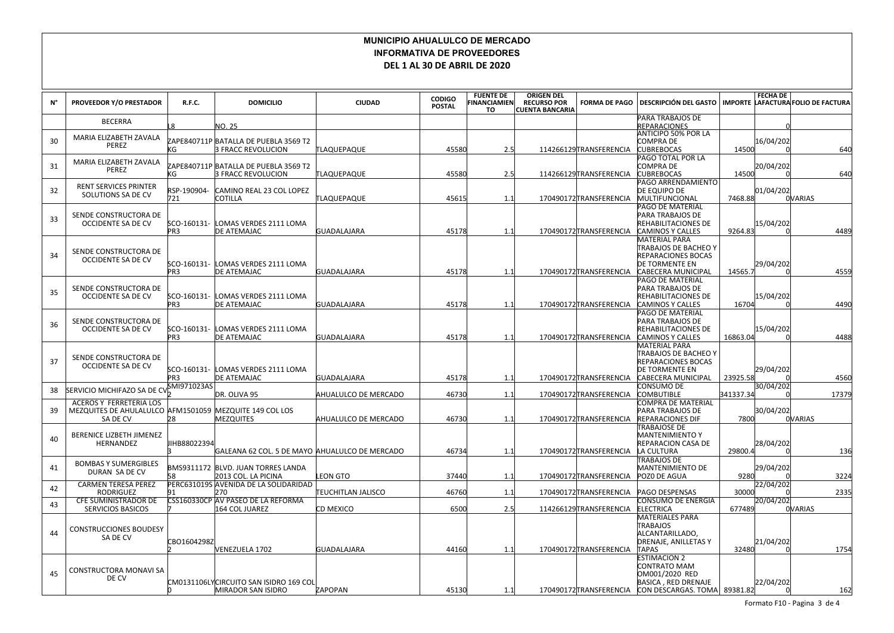# MUNICIPIO AHUALULCO DE MERCADO
## INFORMATIVA DE PROVEEDORES
### DEL 1 AL 30 DE ABRIL DE 2020

| N° | PROVEEDOR Y/O PRESTADOR | R.F.C. | DOMICILIO | CIUDAD | CODIGO POSTAL | FUENTE DE FINANCIAMIENTO | ORIGEN DEL RECURSO POR CUENTA BANCARIA | FORMA DE PAGO | DESCRIPCIÓN DEL GASTO | IMPORTE | FECHA DE LA FACTURA | FOLIO DE FACTURA |
|---|---|---|---|---|---|---|---|---|---|---|---|---|
| | BECERRA | L8 | NO. 25 | | | | | | PARA TRABAJOS DE REPARACIONES | | 0 | |
| 30 | MARIA ELIZABETH ZAVALA PEREZ | ZAPE840711PKG | BATALLA DE PUEBLA 3569 T2 3 FRACC REVOLUCION | TLAQUEPAQUE | 45580 | 2.5 | 114266129 | TRANSFERENCIA | ANTICIPO 50% POR LA COMPRA DE CUBREBOCAS | 14500 | 16/04/2020 | 640 |
| 31 | MARIA ELIZABETH ZAVALA PEREZ | ZAPE840711PKG | BATALLA DE PUEBLA 3569 T2 3 FRACC REVOLUCION | TLAQUEPAQUE | 45580 | 2.5 | 114266129 | TRANSFERENCIA | PAGO TOTAL POR LA COMPRA DE CUBREBOCAS | 14500 | 20/04/2020 | 640 |
| 32 | RENT SERVICES PRINTER SOLUTIONS SA DE CV | RSP-190904-721 | CAMINO REAL 23 COL LOPEZ COTILLA | TLAQUEPAQUE | 45615 | 1.1 | 170490172 | TRANSFERENCIA | PAGO ARRENDAMIENTO DE EQUIPO DE MULTIFUNCIONAL | 7468.88 | 01/04/2020 | VARIAS |
| 33 | SENDE CONSTRUCTORA DE OCCIDENTE SA DE CV | SCO-160131-PR3 | LOMAS VERDES 2111 LOMA DE ATEMAJAC | GUADALAJARA | 45178 | 1.1 | 170490172 | TRANSFERENCIA | PAGO DE MATERIAL PARA TRABAJOS DE REHABILITACIONES DE CAMINOS Y CALLES | 9264.83 | 15/04/2020 | 4489 |
| 34 | SENDE CONSTRUCTORA DE OCCIDENTE SA DE CV | SCO-160131-PR3 | LOMAS VERDES 2111 LOMA DE ATEMAJAC | GUADALAJARA | 45178 | 1.1 | 170490172 | TRANSFERENCIA | MATERIAL PARA TRABAJOS DE BACHEO Y REPARACIONES BOCAS DE TORMENTE EN CABECERA MUNICIPAL | 14565.7 | 29/04/2020 | 4559 |
| 35 | SENDE CONSTRUCTORA DE OCCIDENTE SA DE CV | SCO-160131-PR3 | LOMAS VERDES 2111 LOMA DE ATEMAJAC | GUADALAJARA | 45178 | 1.1 | 170490172 | TRANSFERENCIA | PAGO DE MATERIAL PARA TRABAJOS DE REHABILITACIONES DE CAMINOS Y CALLES | 16704 | 15/04/2020 | 4490 |
| 36 | SENDE CONSTRUCTORA DE OCCIDENTE SA DE CV | SCO-160131-PR3 | LOMAS VERDES 2111 LOMA DE ATEMAJAC | GUADALAJARA | 45178 | 1.1 | 170490172 | TRANSFERENCIA | PAGO DE MATERIAL PARA TRABAJOS DE REHABILITACIONES DE CAMINOS Y CALLES | 16863.04 | 15/04/2020 | 4488 |
| 37 | SENDE CONSTRUCTORA DE OCCIDENTE SA DE CV | SCO-160131-PR3 | LOMAS VERDES 2111 LOMA DE ATEMAJAC | GUADALAJARA | 45178 | 1.1 | 170490172 | TRANSFERENCIA | MATERIAL PARA TRABAJOS DE BACHEO Y REPARACIONES BOCAS DE TORMENTE EN CABECERA MUNICIPAL | 23925.58 | 29/04/2020 | 4560 |
| 38 | SERVICIO MICHIFAZO SA DE CV | SMI971023AS2 | DR. OLIVA 95 | AHUALULCO DE MERCADO | 46730 | 1.1 | 170490172 | TRANSFERENCIA | CONSUMO DE COMBUTIBLE | 341337.34 | 30/04/2020 | 17379 |
| 39 | ACEROS Y FERRETERIA LOS MEZQUITES DE AHUALULCO SA DE CV | AFM150105928 | MEZQUITE 149 COL LOS MEZQUITES | AHUALULCO DE MERCADO | 46730 | 1.1 | 170490172 | TRANSFERENCIA | COMPRA DE MATERIAL PARA TRABAJOS DE REPARACIONES DIF | 7800 | 30/04/2020 | VARIAS |
| 40 | BERENICE LIZBETH JIMENEZ HERNANDEZ | JIHB880223943 | GALEANA 62 COL. 5 DE MAYO | AHUALULCO DE MERCADO | 46734 | 1.1 | 170490172 | TRANSFERENCIA | TRABAJOSE DE MANTENIMIENTO Y REPARACION CASA DE LA CULTURA | 29800.4 | 28/04/2020 | 136 |
| 41 | BOMBAS Y SUMERGIBLES DURAN SA DE CV | BMS931117258 | BLVD. JUAN TORRES LANDA 2013 COL. LA PICINA | LEON GTO | 37440 | 1.1 | 170490172 | TRANSFERENCIA | TRABAJOS DE MANTENIMIENTO DE POZO DE AGUA | 9280 | 29/04/2020 | 3224 |
| 42 | CARMEN TERESA PEREZ RODRIGUEZ | PERC631019S91 | AVENIDA DE LA SOLIDARIDAD 270 | TEUCHITLAN JALISCO | 46760 | 1.1 | 170490172 | TRANSFERENCIA | PAGO DESPENSAS | 30000 | 22/04/2020 | 2335 |
| 43 | CFE SUMINISTRADOR DE SERVICIOS BASICOS | CSS160330CP7 | AV PASEO DE LA REFORMA 164 COL JUAREZ | CD MEXICO | 6500 | 2.5 | 114266129 | TRANSFERENCIA | CONSUMO DE ENERGIA ELECTRICA | 677489 | 20/04/2020 | VARIAS |
| 44 | CONSTRUCCIONES BOUDESY SA DE CV | CBO1604298Z2 | VENEZUELA 1702 | GUADALAJARA | 44160 | 1.1 | 170490172 | TRANSFERENCIA | MATERIALES PARA TRABAJOS ALCANTARILLADO, DRENAJE, ANILLETAS Y TAPAS | 32480 | 21/04/2020 | 1754 |
| 45 | CONSTRUCTORA MONAVI SA DE CV | CM0131106LY0 | CIRCUITO SAN ISIDRO 169 COL MIRADOR SAN ISIDRO | ZAPOPAN | 45130 | 1.1 | 170490172 | TRANSFERENCIA | ESTIMACION 2 CONTRATO MAM OM001/2020 RED BASICA , RED DRENAJE CON DESCARGAS. TOMA | 89381.82 | 22/04/2020 | 162 |

Formato F10 - Pagina 3 de 4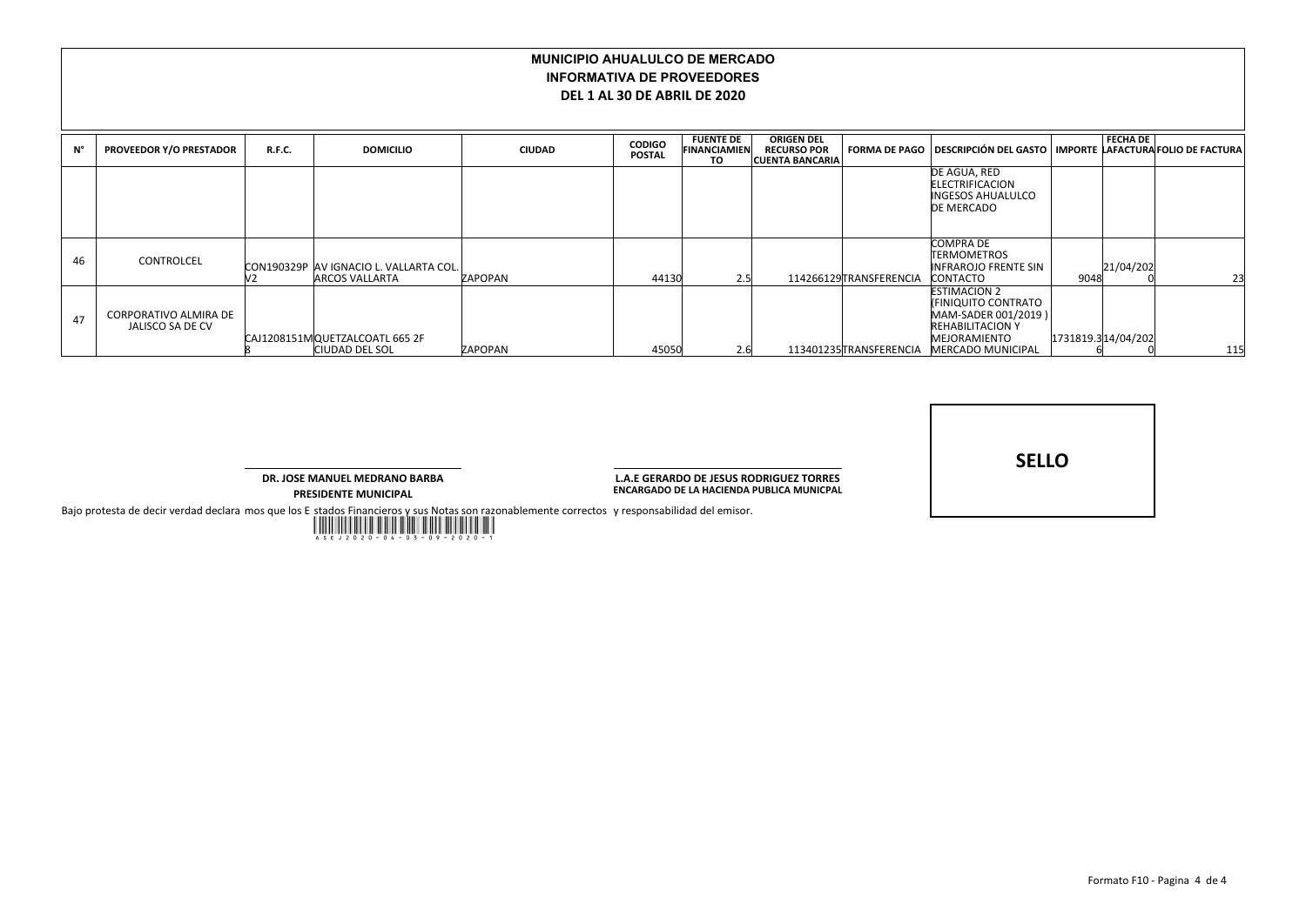**MUNICIPIO AHUALULCO DE MERCADO**
**INFORMATIVA DE PROVEEDORES**
**DEL 1 AL 30 DE ABRIL DE 2020**

| N° | PROVEEDOR Y/O PRESTADOR | R.F.C. | DOMICILIO | CIUDAD | CODIGO POSTAL | FUENTE DE FINANCIAMIENTO | ORIGEN DEL RECURSO POR CUENTA BANCARIA | FORMA DE PAGO | DESCRIPCIÓN DEL GASTO | IMPORTE | FECHA DE LA FACTURA | FOLIO DE FACTURA |
|---|---|---|---|---|---|---|---|---|---|---|---|---|
| | | | | | | | | | DE AGUA, RED ELECTRIFICACION INGESOS AHUALULCO DE MERCADO | | | |
| 46 | CONTROLCEL | CON190329PV2 | AV IGNACIO L. VALLARTA COL. ARCOS VALLARTA | ZAPOPAN | 44130 | 2.5 | 114266129 | TRANSFERENCIA | COMPRA DE TERMOMETROS INFRAROJO FRENTE SIN CONTACTO | 9048 | 21/04/2020 | 23 |
| 47 | CORPORATIVO ALMIRA DE JALISCO SA DE CV | CAJ1208151M8 | QUETZALCOATL 665 2F CIUDAD DEL SOL | ZAPOPAN | 45050 | 2.6 | 113401235 | TRANSFERENCIA | ESTIMACION 2 (FINIQUITO CONTRATO MAM-SADER 001/2019 ) REHABILITACION Y MEJORAMIENTO MERCADO MUNICIPAL | 1731819.36 | 14/04/2020 | 115 |

**DR. JOSE MANUEL MEDRANO BARBA**
**PRESIDENTE MUNICIPAL**

**L.A.E GERARDO DE JESUS RODRIGUEZ TORRES**
**ENCARGADO DE LA HACIENDA PUBLICA MUNICPAL**

**SELLO**

Bajo protesta de decir verdad declara mos que los E stados Financieros y sus Notas son razonablemente correctos y responsabilidad del emisor.

ASEJ2020-04-03-09-2020-1